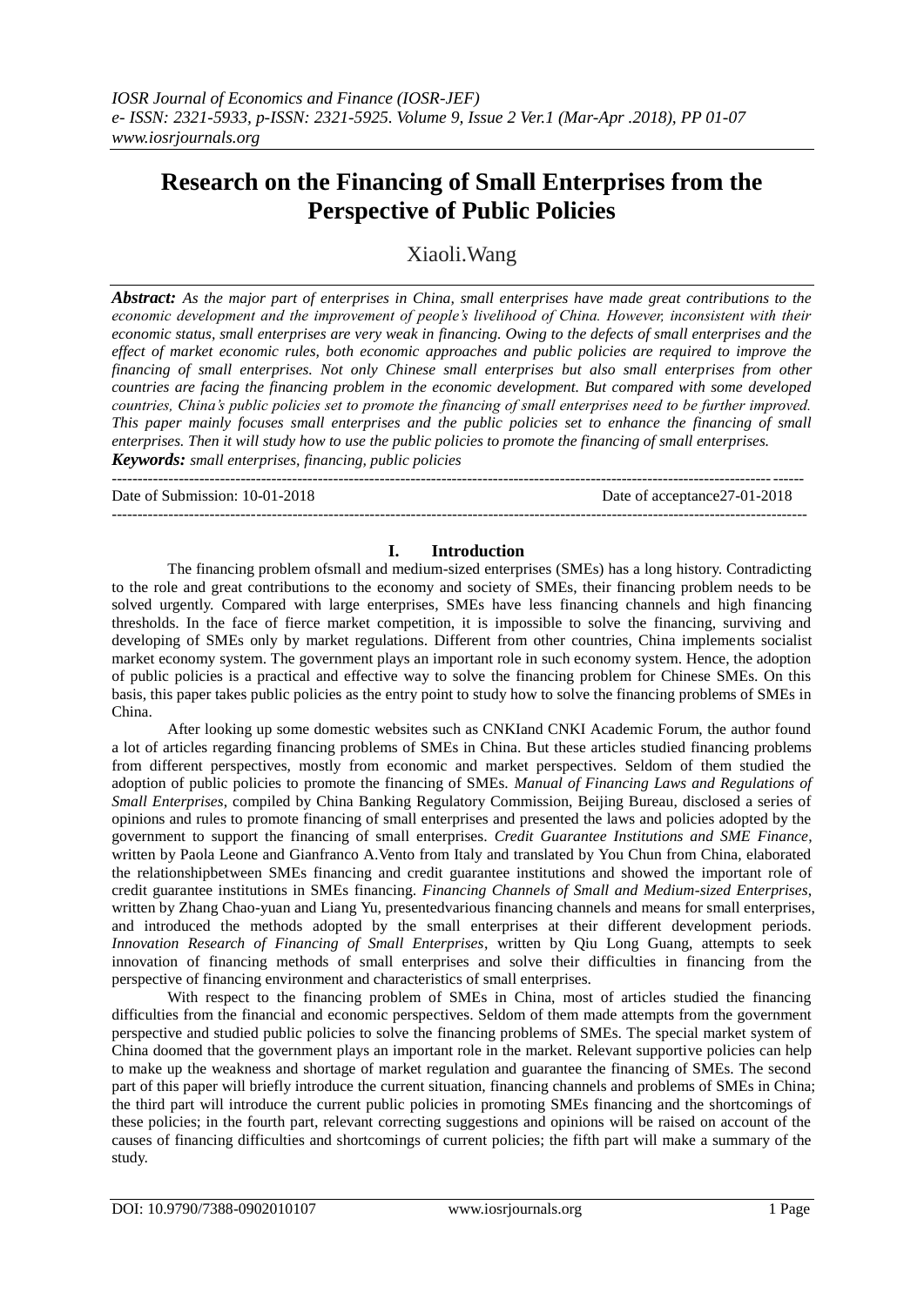# Research on the Financing of Small Enterprises from the Perspective of Public Policies

Xiaoli.Wang

***Abstract:*** *As the major part of enterprises in China, small enterprises have made great contributions to the economic development and the improvement of people's livelihood of China. However, inconsistent with their economic status, small enterprises are very weak in financing. Owing to the defects of small enterprises and the effect of market economic rules, both economic approaches and public policies are required to improve the financing of small enterprises. Not only Chinese small enterprises but also small enterprises from other countries are facing the financing problem in the economic development. But compared with some developed countries, China's public policies set to promote the financing of small enterprises need to be further improved. This paper mainly focuses small enterprises and the public policies set to enhance the financing of small enterprises. Then it will study how to use the public policies to promote the financing of small enterprises.*

***Keywords:*** *small enterprises, financing, public policies*

Date of Submission: 10-01-2018 Date of acceptance27-01-2018

## I. Introduction

The financing problem ofsmall and medium-sized enterprises (SMEs) has a long history. Contradicting to the role and great contributions to the economy and society of SMEs, their financing problem needs to be solved urgently. Compared with large enterprises, SMEs have less financing channels and high financing thresholds. In the face of fierce market competition, it is impossible to solve the financing, surviving and developing of SMEs only by market regulations. Different from other countries, China implements socialist market economy system. The government plays an important role in such economy system. Hence, the adoption of public policies is a practical and effective way to solve the financing problem for Chinese SMEs. On this basis, this paper takes public policies as the entry point to study how to solve the financing problems of SMEs in China.

After looking up some domestic websites such as CNKIand CNKI Academic Forum, the author found a lot of articles regarding financing problems of SMEs in China. But these articles studied financing problems from different perspectives, mostly from economic and market perspectives. Seldom of them studied the adoption of public policies to promote the financing of SMEs. *Manual of Financing Laws and Regulations of Small Enterprises*, compiled by China Banking Regulatory Commission, Beijing Bureau, disclosed a series of opinions and rules to promote financing of small enterprises and presented the laws and policies adopted by the government to support the financing of small enterprises. *Credit Guarantee Institutions and SME Finance*, written by Paola Leone and Gianfranco A.Vento from Italy and translated by You Chun from China, elaborated the relationshipbetween SMEs financing and credit guarantee institutions and showed the important role of credit guarantee institutions in SMEs financing. *Financing Channels of Small and Medium-sized Enterprises*, written by Zhang Chao-yuan and Liang Yu, presentedvarious financing channels and means for small enterprises, and introduced the methods adopted by the small enterprises at their different development periods. *Innovation Research of Financing of Small Enterprises*, written by Qiu Long Guang, attempts to seek innovation of financing methods of small enterprises and solve their difficulties in financing from the perspective of financing environment and characteristics of small enterprises.

With respect to the financing problem of SMEs in China, most of articles studied the financing difficulties from the financial and economic perspectives. Seldom of them made attempts from the government perspective and studied public policies to solve the financing problems of SMEs. The special market system of China doomed that the government plays an important role in the market. Relevant supportive policies can help to make up the weakness and shortage of market regulation and guarantee the financing of SMEs. The second part of this paper will briefly introduce the current situation, financing channels and problems of SMEs in China; the third part will introduce the current public policies in promoting SMEs financing and the shortcomings of these policies; in the fourth part, relevant correcting suggestions and opinions will be raised on account of the causes of financing difficulties and shortcomings of current policies; the fifth part will make a summary of the study.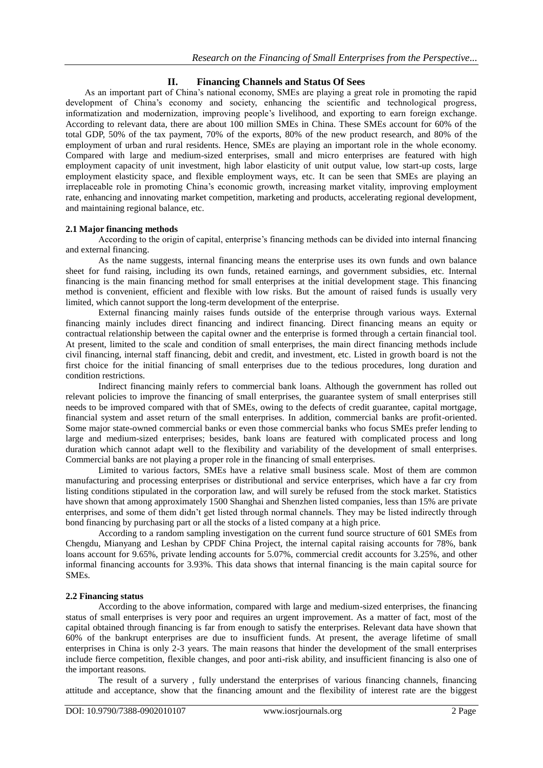## II. Financing Channels and Status Of Sees

As an important part of China's national economy, SMEs are playing a great role in promoting the rapid development of China's economy and society, enhancing the scientific and technological progress, informatization and modernization, improving people's livelihood, and exporting to earn foreign exchange. According to relevant data, there are about 100 million SMEs in China. These SMEs account for 60% of the total GDP, 50% of the tax payment, 70% of the exports, 80% of the new product research, and 80% of the employment of urban and rural residents. Hence, SMEs are playing an important role in the whole economy. Compared with large and medium-sized enterprises, small and micro enterprises are featured with high employment capacity of unit investment, high labor elasticity of unit output value, low start-up costs, large employment elasticity space, and flexible employment ways, etc. It can be seen that SMEs are playing an irreplaceable role in promoting China's economic growth, increasing market vitality, improving employment rate, enhancing and innovating market competition, marketing and products, accelerating regional development, and maintaining regional balance, etc.

### 2.1 Major financing methods

According to the origin of capital, enterprise's financing methods can be divided into internal financing and external financing.

As the name suggests, internal financing means the enterprise uses its own funds and own balance sheet for fund raising, including its own funds, retained earnings, and government subsidies, etc. Internal financing is the main financing method for small enterprises at the initial development stage. This financing method is convenient, efficient and flexible with low risks. But the amount of raised funds is usually very limited, which cannot support the long-term development of the enterprise.

External financing mainly raises funds outside of the enterprise through various ways. External financing mainly includes direct financing and indirect financing. Direct financing means an equity or contractual relationship between the capital owner and the enterprise is formed through a certain financial tool. At present, limited to the scale and condition of small enterprises, the main direct financing methods include civil financing, internal staff financing, debit and credit, and investment, etc. Listed in growth board is not the first choice for the initial financing of small enterprises due to the tedious procedures, long duration and condition restrictions.

Indirect financing mainly refers to commercial bank loans. Although the government has rolled out relevant policies to improve the financing of small enterprises, the guarantee system of small enterprises still needs to be improved compared with that of SMEs, owing to the defects of credit guarantee, capital mortgage, financial system and asset return of the small enterprises. In addition, commercial banks are profit-oriented. Some major state-owned commercial banks or even those commercial banks who focus SMEs prefer lending to large and medium-sized enterprises; besides, bank loans are featured with complicated process and long duration which cannot adapt well to the flexibility and variability of the development of small enterprises. Commercial banks are not playing a proper role in the financing of small enterprises.

Limited to various factors, SMEs have a relative small business scale. Most of them are common manufacturing and processing enterprises or distributional and service enterprises, which have a far cry from listing conditions stipulated in the corporation law, and will surely be refused from the stock market. Statistics have shown that among approximately 1500 Shanghai and Shenzhen listed companies, less than 15% are private enterprises, and some of them didn't get listed through normal channels. They may be listed indirectly through bond financing by purchasing part or all the stocks of a listed company at a high price.

According to a random sampling investigation on the current fund source structure of 601 SMEs from Chengdu, Mianyang and Leshan by CPDF China Project, the internal capital raising accounts for 78%, bank loans account for 9.65%, private lending accounts for 5.07%, commercial credit accounts for 3.25%, and other informal financing accounts for 3.93%. This data shows that internal financing is the main capital source for SMEs.

### 2.2 Financing status

According to the above information, compared with large and medium-sized enterprises, the financing status of small enterprises is very poor and requires an urgent improvement. As a matter of fact, most of the capital obtained through financing is far from enough to satisfy the enterprises. Relevant data have shown that 60% of the bankrupt enterprises are due to insufficient funds. At present, the average lifetime of small enterprises in China is only 2-3 years. The main reasons that hinder the development of the small enterprises include fierce competition, flexible changes, and poor anti-risk ability, and insufficient financing is also one of the important reasons.

The result of a survery , fully understand the enterprises of various financing channels, financing attitude and acceptance, show that the financing amount and the flexibility of interest rate are the biggest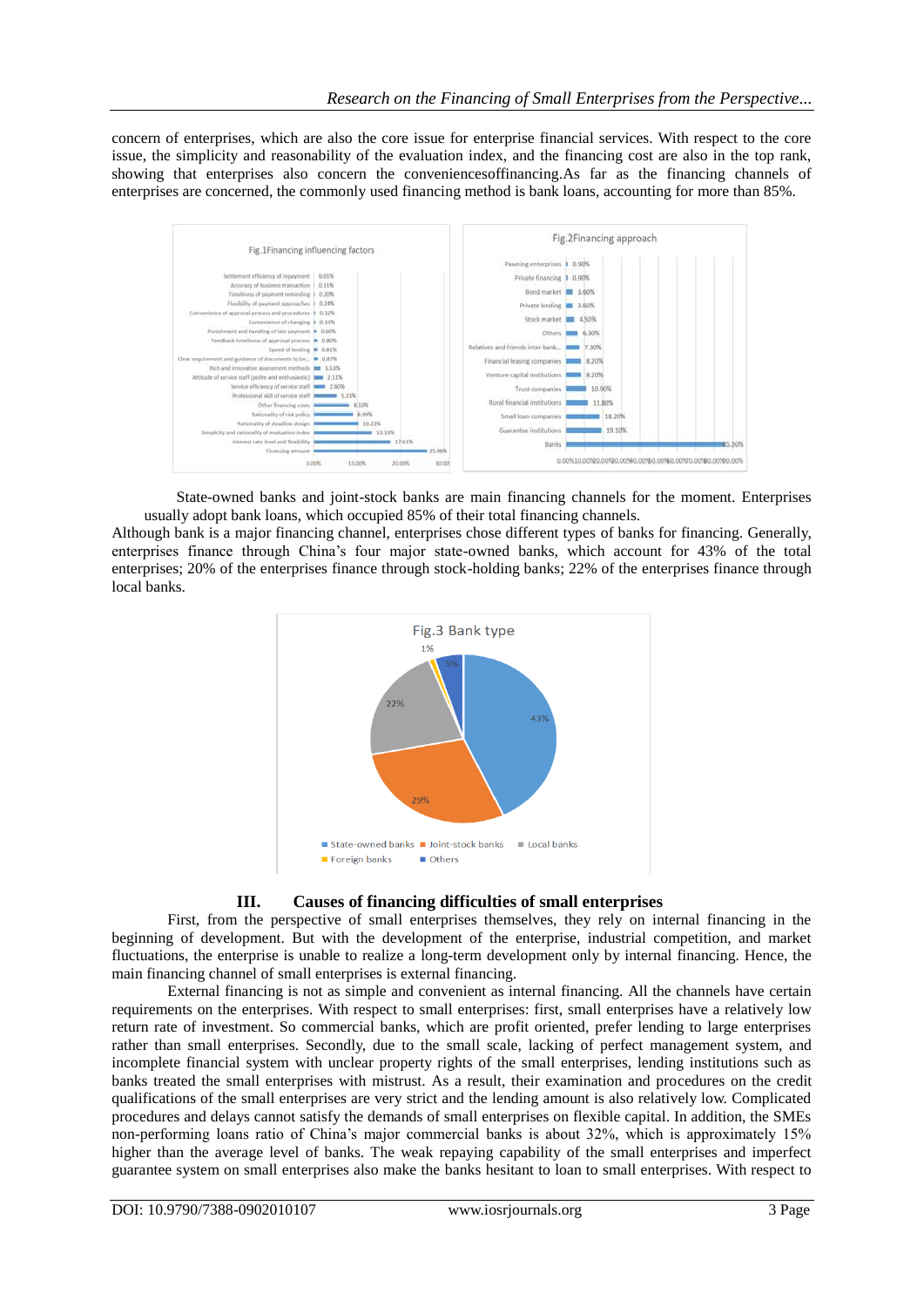concern of enterprises, which are also the core issue for enterprise financial services. With respect to the core issue, the simplicity and reasonability of the evaluation index, and the financing cost are also in the top rank, showing that enterprises also concern the conveniencesoffinancing.As far as the financing channels of enterprises are concerned, the commonly used financing method is bank loans, accounting for more than 85%.

State-owned banks and joint-stock banks are main financing channels for the moment. Enterprises usually adopt bank loans, which occupied 85% of their total financing channels.

Although bank is a major financing channel, enterprises chose different types of banks for financing. Generally, enterprises finance through China's four major state-owned banks, which account for 43% of the total enterprises; 20% of the enterprises finance through stock-holding banks; 22% of the enterprises finance through local banks.

## III. Causes of financing difficulties of small enterprises

First, from the perspective of small enterprises themselves, they rely on internal financing in the beginning of development. But with the development of the enterprise, industrial competition, and market fluctuations, the enterprise is unable to realize a long-term development only by internal financing. Hence, the main financing channel of small enterprises is external financing.

External financing is not as simple and convenient as internal financing. All the channels have certain requirements on the enterprises. With respect to small enterprises: first, small enterprises have a relatively low return rate of investment. So commercial banks, which are profit oriented, prefer lending to large enterprises rather than small enterprises. Secondly, due to the small scale, lacking of perfect management system, and incomplete financial system with unclear property rights of the small enterprises, lending institutions such as banks treated the small enterprises with mistrust. As a result, their examination and procedures on the credit qualifications of the small enterprises are very strict and the lending amount is also relatively low. Complicated procedures and delays cannot satisfy the demands of small enterprises on flexible capital. In addition, the SMEs non-performing loans ratio of China's major commercial banks is about 32%, which is approximately 15% higher than the average level of banks. The weak repaying capability of the small enterprises and imperfect guarantee system on small enterprises also make the banks hesitant to loan to small enterprises. With respect to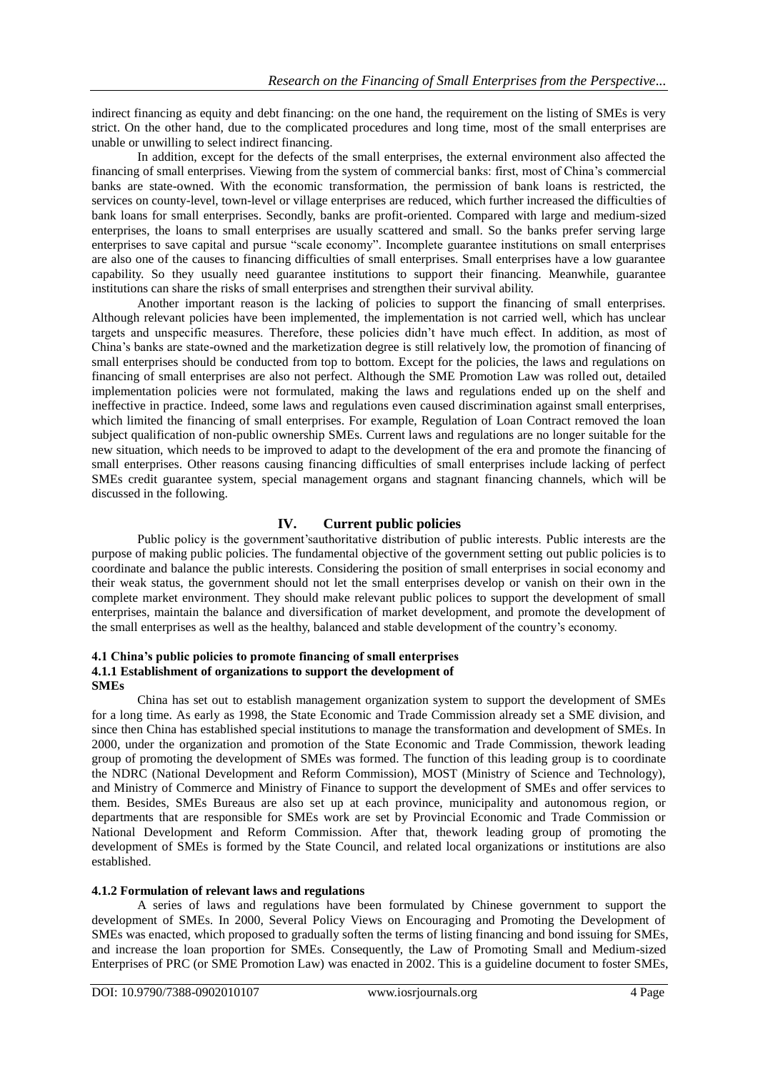indirect financing as equity and debt financing: on the one hand, the requirement on the listing of SMEs is very strict. On the other hand, due to the complicated procedures and long time, most of the small enterprises are unable or unwilling to select indirect financing.

In addition, except for the defects of the small enterprises, the external environment also affected the financing of small enterprises. Viewing from the system of commercial banks: first, most of China's commercial banks are state-owned. With the economic transformation, the permission of bank loans is restricted, the services on county-level, town-level or village enterprises are reduced, which further increased the difficulties of bank loans for small enterprises. Secondly, banks are profit-oriented. Compared with large and medium-sized enterprises, the loans to small enterprises are usually scattered and small. So the banks prefer serving large enterprises to save capital and pursue "scale economy". Incomplete guarantee institutions on small enterprises are also one of the causes to financing difficulties of small enterprises. Small enterprises have a low guarantee capability. So they usually need guarantee institutions to support their financing. Meanwhile, guarantee institutions can share the risks of small enterprises and strengthen their survival ability.

Another important reason is the lacking of policies to support the financing of small enterprises. Although relevant policies have been implemented, the implementation is not carried well, which has unclear targets and unspecific measures. Therefore, these policies didn't have much effect. In addition, as most of China's banks are state-owned and the marketization degree is still relatively low, the promotion of financing of small enterprises should be conducted from top to bottom. Except for the policies, the laws and regulations on financing of small enterprises are also not perfect. Although the SME Promotion Law was rolled out, detailed implementation policies were not formulated, making the laws and regulations ended up on the shelf and ineffective in practice. Indeed, some laws and regulations even caused discrimination against small enterprises, which limited the financing of small enterprises. For example, Regulation of Loan Contract removed the loan subject qualification of non-public ownership SMEs. Current laws and regulations are no longer suitable for the new situation, which needs to be improved to adapt to the development of the era and promote the financing of small enterprises. Other reasons causing financing difficulties of small enterprises include lacking of perfect SMEs credit guarantee system, special management organs and stagnant financing channels, which will be discussed in the following.

## IV. Current public policies

Public policy is the government'sauthoritative distribution of public interests. Public interests are the purpose of making public policies. The fundamental objective of the government setting out public policies is to coordinate and balance the public interests. Considering the position of small enterprises in social economy and their weak status, the government should not let the small enterprises develop or vanish on their own in the complete market environment. They should make relevant public polices to support the development of small enterprises, maintain the balance and diversification of market development, and promote the development of the small enterprises as well as the healthy, balanced and stable development of the country's economy.

### 4.1 China's public policies to promote financing of small enterprises

#### 4.1.1 Establishment of organizations to support the development of SMEs

China has set out to establish management organization system to support the development of SMEs for a long time. As early as 1998, the State Economic and Trade Commission already set a SME division, and since then China has established special institutions to manage the transformation and development of SMEs. In 2000, under the organization and promotion of the State Economic and Trade Commission, thework leading group of promoting the development of SMEs was formed. The function of this leading group is to coordinate the NDRC (National Development and Reform Commission), MOST (Ministry of Science and Technology), and Ministry of Commerce and Ministry of Finance to support the development of SMEs and offer services to them. Besides, SMEs Bureaus are also set up at each province, municipality and autonomous region, or departments that are responsible for SMEs work are set by Provincial Economic and Trade Commission or National Development and Reform Commission. After that, thework leading group of promoting the development of SMEs is formed by the State Council, and related local organizations or institutions are also established.

#### 4.1.2 Formulation of relevant laws and regulations

A series of laws and regulations have been formulated by Chinese government to support the development of SMEs. In 2000, Several Policy Views on Encouraging and Promoting the Development of SMEs was enacted, which proposed to gradually soften the terms of listing financing and bond issuing for SMEs, and increase the loan proportion for SMEs. Consequently, the Law of Promoting Small and Medium-sized Enterprises of PRC (or SME Promotion Law) was enacted in 2002. This is a guideline document to foster SMEs,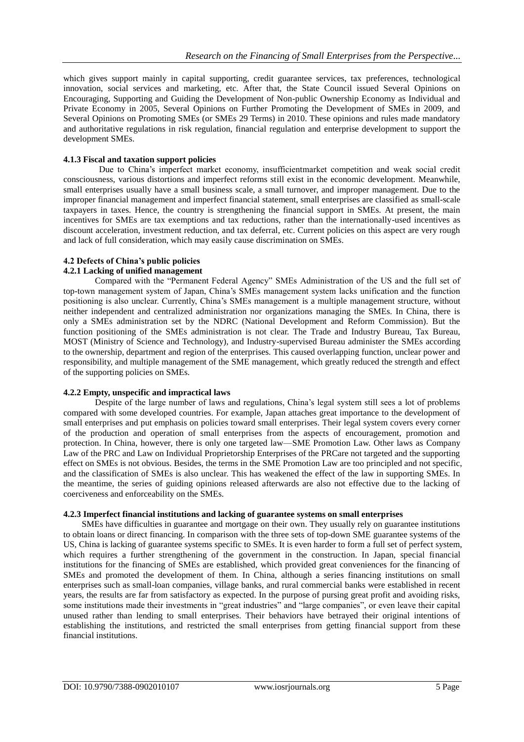which gives support mainly in capital supporting, credit guarantee services, tax preferences, technological innovation, social services and marketing, etc. After that, the State Council issued Several Opinions on Encouraging, Supporting and Guiding the Development of Non-public Ownership Economy as Individual and Private Economy in 2005, Several Opinions on Further Promoting the Development of SMEs in 2009, and Several Opinions on Promoting SMEs (or SMEs 29 Terms) in 2010. These opinions and rules made mandatory and authoritative regulations in risk regulation, financial regulation and enterprise development to support the development SMEs.

#### 4.1.3 Fiscal and taxation support policies

Due to China's imperfect market economy, insufficientmarket competition and weak social credit consciousness, various distortions and imperfect reforms still exist in the economic development. Meanwhile, small enterprises usually have a small business scale, a small turnover, and improper management. Due to the improper financial management and imperfect financial statement, small enterprises are classified as small-scale taxpayers in taxes. Hence, the country is strengthening the financial support in SMEs. At present, the main incentives for SMEs are tax exemptions and tax reductions, rather than the internationally-used incentives as discount acceleration, investment reduction, and tax deferral, etc. Current policies on this aspect are very rough and lack of full consideration, which may easily cause discrimination on SMEs.

### 4.2 Defects of China's public policies

#### 4.2.1 Lacking of unified management

Compared with the "Permanent Federal Agency" SMEs Administration of the US and the full set of top-town management system of Japan, China's SMEs management system lacks unification and the function positioning is also unclear. Currently, China's SMEs management is a multiple management structure, without neither independent and centralized administration nor organizations managing the SMEs. In China, there is only a SMEs administration set by the NDRC (National Development and Reform Commission). But the function positioning of the SMEs administration is not clear. The Trade and Industry Bureau, Tax Bureau, MOST (Ministry of Science and Technology), and Industry-supervised Bureau administer the SMEs according to the ownership, department and region of the enterprises. This caused overlapping function, unclear power and responsibility, and multiple management of the SME management, which greatly reduced the strength and effect of the supporting policies on SMEs.

#### 4.2.2 Empty, unspecific and impractical laws

Despite of the large number of laws and regulations, China's legal system still sees a lot of problems compared with some developed countries. For example, Japan attaches great importance to the development of small enterprises and put emphasis on policies toward small enterprises. Their legal system covers every corner of the production and operation of small enterprises from the aspects of encouragement, promotion and protection. In China, however, there is only one targeted law—SME Promotion Law. Other laws as Company Law of the PRC and Law on Individual Proprietorship Enterprises of the PRCare not targeted and the supporting effect on SMEs is not obvious. Besides, the terms in the SME Promotion Law are too principled and not specific, and the classification of SMEs is also unclear. This has weakened the effect of the law in supporting SMEs. In the meantime, the series of guiding opinions released afterwards are also not effective due to the lacking of coerciveness and enforceability on the SMEs.

#### 4.2.3 Imperfect financial institutions and lacking of guarantee systems on small enterprises

SMEs have difficulties in guarantee and mortgage on their own. They usually rely on guarantee institutions to obtain loans or direct financing. In comparison with the three sets of top-down SME guarantee systems of the US, China is lacking of guarantee systems specific to SMEs. It is even harder to form a full set of perfect system, which requires a further strengthening of the government in the construction. In Japan, special financial institutions for the financing of SMEs are established, which provided great conveniences for the financing of SMEs and promoted the development of them. In China, although a series financing institutions on small enterprises such as small-loan companies, village banks, and rural commercial banks were established in recent years, the results are far from satisfactory as expected. In the purpose of pursing great profit and avoiding risks, some institutions made their investments in "great industries" and "large companies", or even leave their capital unused rather than lending to small enterprises. Their behaviors have betrayed their original intentions of establishing the institutions, and restricted the small enterprises from getting financial support from these financial institutions.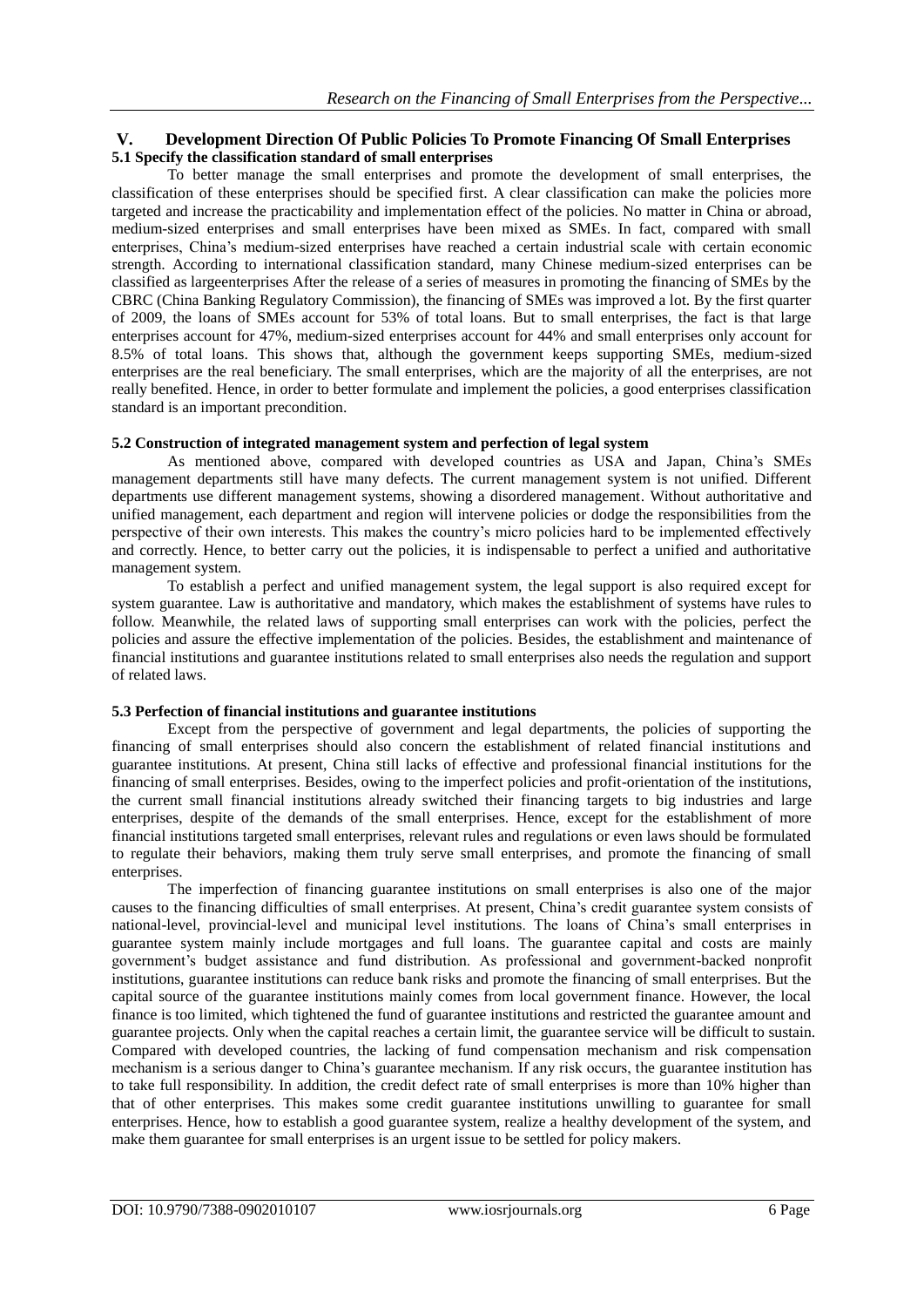## V. Development Direction Of Public Policies To Promote Financing Of Small Enterprises

### 5.1 Specify the classification standard of small enterprises

To better manage the small enterprises and promote the development of small enterprises, the classification of these enterprises should be specified first. A clear classification can make the policies more targeted and increase the practicability and implementation effect of the policies. No matter in China or abroad, medium-sized enterprises and small enterprises have been mixed as SMEs. In fact, compared with small enterprises, China's medium-sized enterprises have reached a certain industrial scale with certain economic strength. According to international classification standard, many Chinese medium-sized enterprises can be classified as largeenterprises After the release of a series of measures in promoting the financing of SMEs by the CBRC (China Banking Regulatory Commission), the financing of SMEs was improved a lot. By the first quarter of 2009, the loans of SMEs account for 53% of total loans. But to small enterprises, the fact is that large enterprises account for 47%, medium-sized enterprises account for 44% and small enterprises only account for 8.5% of total loans. This shows that, although the government keeps supporting SMEs, medium-sized enterprises are the real beneficiary. The small enterprises, which are the majority of all the enterprises, are not really benefited. Hence, in order to better formulate and implement the policies, a good enterprises classification standard is an important precondition.

### 5.2 Construction of integrated management system and perfection of legal system

As mentioned above, compared with developed countries as USA and Japan, China's SMEs management departments still have many defects. The current management system is not unified. Different departments use different management systems, showing a disordered management. Without authoritative and unified management, each department and region will intervene policies or dodge the responsibilities from the perspective of their own interests. This makes the country's micro policies hard to be implemented effectively and correctly. Hence, to better carry out the policies, it is indispensable to perfect a unified and authoritative management system.

To establish a perfect and unified management system, the legal support is also required except for system guarantee. Law is authoritative and mandatory, which makes the establishment of systems have rules to follow. Meanwhile, the related laws of supporting small enterprises can work with the policies, perfect the policies and assure the effective implementation of the policies. Besides, the establishment and maintenance of financial institutions and guarantee institutions related to small enterprises also needs the regulation and support of related laws.

### 5.3 Perfection of financial institutions and guarantee institutions

Except from the perspective of government and legal departments, the policies of supporting the financing of small enterprises should also concern the establishment of related financial institutions and guarantee institutions. At present, China still lacks of effective and professional financial institutions for the financing of small enterprises. Besides, owing to the imperfect policies and profit-orientation of the institutions, the current small financial institutions already switched their financing targets to big industries and large enterprises, despite of the demands of the small enterprises. Hence, except for the establishment of more financial institutions targeted small enterprises, relevant rules and regulations or even laws should be formulated to regulate their behaviors, making them truly serve small enterprises, and promote the financing of small enterprises.

The imperfection of financing guarantee institutions on small enterprises is also one of the major causes to the financing difficulties of small enterprises. At present, China's credit guarantee system consists of national-level, provincial-level and municipal level institutions. The loans of China's small enterprises in guarantee system mainly include mortgages and full loans. The guarantee capital and costs are mainly government's budget assistance and fund distribution. As professional and government-backed nonprofit institutions, guarantee institutions can reduce bank risks and promote the financing of small enterprises. But the capital source of the guarantee institutions mainly comes from local government finance. However, the local finance is too limited, which tightened the fund of guarantee institutions and restricted the guarantee amount and guarantee projects. Only when the capital reaches a certain limit, the guarantee service will be difficult to sustain. Compared with developed countries, the lacking of fund compensation mechanism and risk compensation mechanism is a serious danger to China's guarantee mechanism. If any risk occurs, the guarantee institution has to take full responsibility. In addition, the credit defect rate of small enterprises is more than 10% higher than that of other enterprises. This makes some credit guarantee institutions unwilling to guarantee for small enterprises. Hence, how to establish a good guarantee system, realize a healthy development of the system, and make them guarantee for small enterprises is an urgent issue to be settled for policy makers.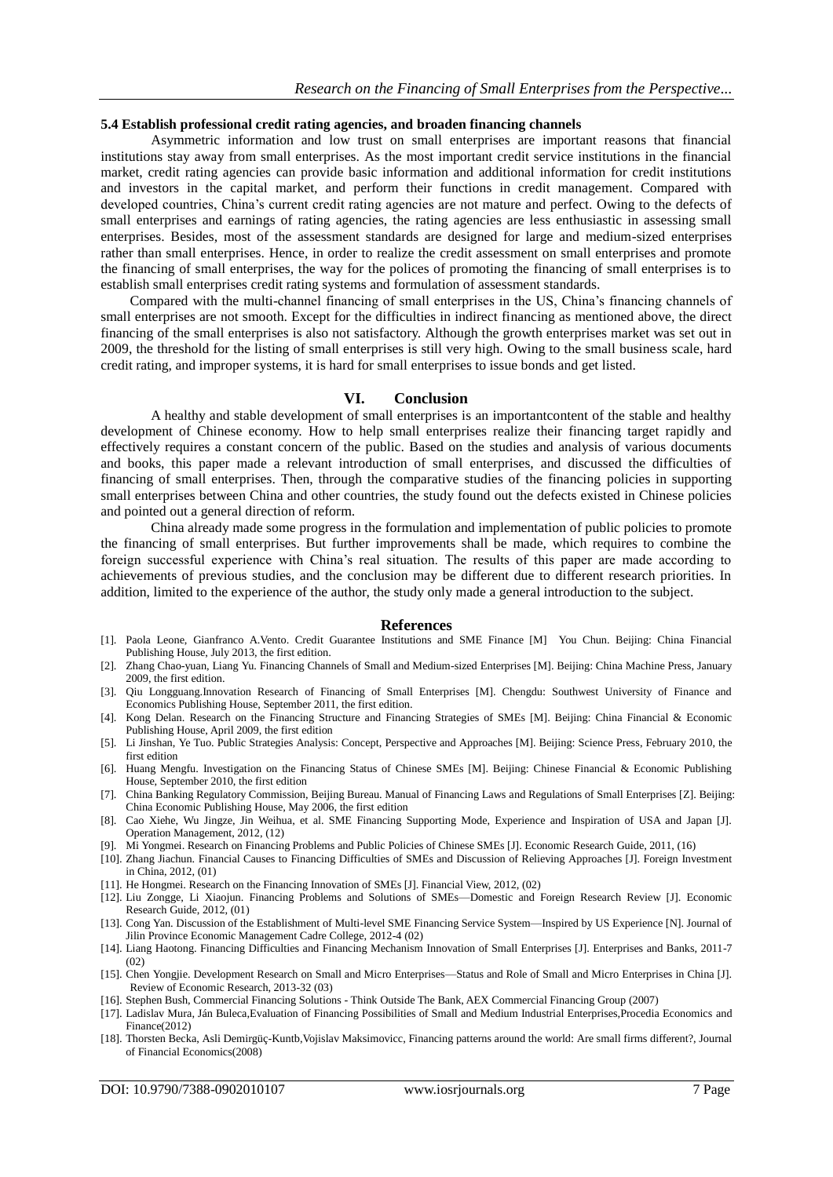### 5.4 Establish professional credit rating agencies, and broaden financing channels

Asymmetric information and low trust on small enterprises are important reasons that financial institutions stay away from small enterprises. As the most important credit service institutions in the financial market, credit rating agencies can provide basic information and additional information for credit institutions and investors in the capital market, and perform their functions in credit management. Compared with developed countries, China's current credit rating agencies are not mature and perfect. Owing to the defects of small enterprises and earnings of rating agencies, the rating agencies are less enthusiastic in assessing small enterprises. Besides, most of the assessment standards are designed for large and medium-sized enterprises rather than small enterprises. Hence, in order to realize the credit assessment on small enterprises and promote the financing of small enterprises, the way for the polices of promoting the financing of small enterprises is to establish small enterprises credit rating systems and formulation of assessment standards.

Compared with the multi-channel financing of small enterprises in the US, China's financing channels of small enterprises are not smooth. Except for the difficulties in indirect financing as mentioned above, the direct financing of the small enterprises is also not satisfactory. Although the growth enterprises market was set out in 2009, the threshold for the listing of small enterprises is still very high. Owing to the small business scale, hard credit rating, and improper systems, it is hard for small enterprises to issue bonds and get listed.

## VI. Conclusion

A healthy and stable development of small enterprises is an importantcontent of the stable and healthy development of Chinese economy. How to help small enterprises realize their financing target rapidly and effectively requires a constant concern of the public. Based on the studies and analysis of various documents and books, this paper made a relevant introduction of small enterprises, and discussed the difficulties of financing of small enterprises. Then, through the comparative studies of the financing policies in supporting small enterprises between China and other countries, the study found out the defects existed in Chinese policies and pointed out a general direction of reform.

China already made some progress in the formulation and implementation of public policies to promote the financing of small enterprises. But further improvements shall be made, which requires to combine the foreign successful experience with China's real situation. The results of this paper are made according to achievements of previous studies, and the conclusion may be different due to different research priorities. In addition, limited to the experience of the author, the study only made a general introduction to the subject.

## References

[1]. Paola Leone, Gianfranco A.Vento. Credit Guarantee Institutions and SME Finance [M] You Chun. Beijing: China Financial Publishing House, July 2013, the first edition.

[2]. Zhang Chao-yuan, Liang Yu. Financing Channels of Small and Medium-sized Enterprises [M]. Beijing: China Machine Press, January 2009, the first edition.

[3]. Qiu Longguang.Innovation Research of Financing of Small Enterprises [M]. Chengdu: Southwest University of Finance and Economics Publishing House, September 2011, the first edition.

[4]. Kong Delan. Research on the Financing Structure and Financing Strategies of SMEs [M]. Beijing: China Financial & Economic Publishing House, April 2009, the first edition

[5]. Li Jinshan, Ye Tuo. Public Strategies Analysis: Concept, Perspective and Approaches [M]. Beijing: Science Press, February 2010, the first edition

[6]. Huang Mengfu. Investigation on the Financing Status of Chinese SMEs [M]. Beijing: Chinese Financial & Economic Publishing House, September 2010, the first edition

[7]. China Banking Regulatory Commission, Beijing Bureau. Manual of Financing Laws and Regulations of Small Enterprises [Z]. Beijing: China Economic Publishing House, May 2006, the first edition

[8]. Cao Xiehe, Wu Jingze, Jin Weihua, et al. SME Financing Supporting Mode, Experience and Inspiration of USA and Japan [J]. Operation Management, 2012, (12)

[9]. Mi Yongmei. Research on Financing Problems and Public Policies of Chinese SMEs [J]. Economic Research Guide, 2011, (16)

[10]. Zhang Jiachun. Financial Causes to Financing Difficulties of SMEs and Discussion of Relieving Approaches [J]. Foreign Investment in China, 2012, (01)

[11]. He Hongmei. Research on the Financing Innovation of SMEs [J]. Financial View, 2012, (02)

[12]. Liu Zongge, Li Xiaojun. Financing Problems and Solutions of SMEs—Domestic and Foreign Research Review [J]. Economic Research Guide, 2012, (01)

[13]. Cong Yan. Discussion of the Establishment of Multi-level SME Financing Service System—Inspired by US Experience [N]. Journal of Jilin Province Economic Management Cadre College, 2012-4 (02)

[14]. Liang Haotong. Financing Difficulties and Financing Mechanism Innovation of Small Enterprises [J]. Enterprises and Banks, 2011-7 (02)

[15]. Chen Yongjie. Development Research on Small and Micro Enterprises—Status and Role of Small and Micro Enterprises in China [J]. Review of Economic Research, 2013-32 (03)

[16]. Stephen Bush, Commercial Financing Solutions - Think Outside The Bank, AEX Commercial Financing Group (2007)

[17]. Ladislav Mura, Ján Buleca,Evaluation of Financing Possibilities of Small and Medium Industrial Enterprises,Procedia Economics and Finance(2012)

[18]. Thorsten Becka, Asli Demirgüç-Kuntb,Vojislav Maksimovicc, Financing patterns around the world: Are small firms different?, Journal of Financial Economics(2008)